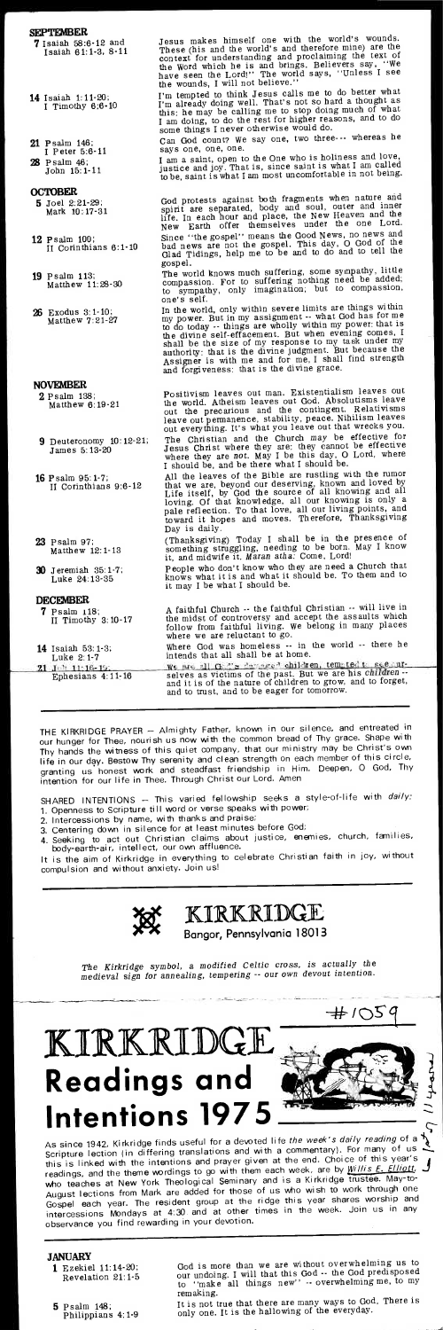**SEPTEMBER**

**7** Isaiah 58:6-12 and Isaiah 61:1-3, 8-11

Jesus makes himself one with the world's wounds. These (his and the world's and therefore mine) are the context for understanding and proclaiming the text of the Word which he is and brings. Believers say, "We have seen the Lord!" The world says, "Unless I see the wounds, I will not believe."

**14** Isaiah 1:11-20; I Timothy 6:6-10

I'm tempted to think Jesus calls me to do better what I'm already doing well. That's not so hard a thought as this: he may be calling me to stop doing much of what I am doing, to do the rest for higher reasons, and to do some things I never otherwise would do.

**21** Psalm 146; I Peter 5:6-11

Can God count? We say one, two three-- whereas he says one, one, one.

**28** Psalm 46; John 15:1-11

I am a saint, open to the One who is holiness and love, justice and joy. That is, since saint is what I am called to be, saint is what I am most uncomfortable in not being.

**OCTOBER**

**5** Joel 2:21-29; Mark 10:17-31

God protests against both fragments when nature and spirit are separated, body and soul, outer and inner life. In each hour and place, the New Heaven and the New Earth offer themselves under the one Lord.

**12** Psalm 100; II Corinthians 6:1-10

Since "the gospel" means the Good News, no news and bad news are not the gospel. This day, O God of the Glad Tidings, help me to be and to do and to tell the gospel.

**19** Psalm 113; Matthew 11:28-30

The world knows much suffering, some sympathy, little compassion. For to suffering nothing need be added; to sympathy, only imagination; but to compassion, one's self.

**26** Exodus 3:1-10; Matthew 7:21-27

In the world, only within severe limits are things within my power. But in my assignment -- what God has for me to do today -- things are wholly within my power: that is the divine self-effacement. But when evening comes, I shall be the size of my response to my task under my authority: that is the divine judgment. But because the Assigner is with me and for me, I shall find strength and forgiveness: that is the divine grace.

**NOVEMBER**

**2** Psalm 138; Matthew 6:19-21

Positivism leaves out man. Existentialism leaves out the world. Atheism leaves out God. Absolutisms leave out the precarious and the contingent. Relativisms leave out permanence, stability, peace. Nihilism leaves out everything. It's what you leave out that wrecks you.

**9** Deuteronomy 10:12-21; James 5:13-20

The Christian and the Church *may* be effective for Jesus Christ where they are; they cannot be effective where they are not. May I be this day, O Lord, where I should be, and be there what I should be.

**16** Psalm 95:1-7; II Corinthians 9:6-12

All the leaves of the Bible are rustling with the rumor that we are, beyond our deserving, known and loved by Life itself, by God the source of all knowing and all loving. Of that knowledge, all our knowing is only a pale reflection. To that love, all our living points, and toward it hopes and moves. Therefore, Thanksgiving Day is daily.

**23** Psalm 97; Matthew 12:1-13

(Thanksgiving) Today I shall be in the presence of something struggling, needing to be born. May I know it, and midwife it. *Maran atha*: Come, Lord!

**30** Jeremiah 35:1-7; Luke 24:13-35

People who don't know who they are need a Church that knows what it is and what it should be. To them and to it may I be what I should be.

**DECEMBER**

**7** Psalm 118; II Timothy 3:10-17

A faithful Church -- the faithful Christian -- will live in the midst of controversy and accept the assaults which follow from faithful living. We belong in many places where we are reluctant to go.

**14** Isaiah 53:1-3; Luke 2:1-7

Where God was homeless -- in the world -- there he intends that all shall be at home.

**21** Job 11:16-19; Ephesians 4:11-16

We are all God's damaged children, tempted to see ourselves as victims of the past. But we are his *children* -- and it is of the nature of children to grow, and to forget, and to trust, and to be eager for tomorrow.

THE KIRKRIDGE PRAYER -- Almighty Father, known in our silence, and entreated in our hunger for Thee, nourish us now with the common bread of Thy grace. Shape with Thy hands the witness of this quiet company, that our ministry may be Christ's own life in our day. Bestow Thy serenity and clean strength on each member of this circle, granting us honest work and steadfast friendship in Him. Deepen, O God, Thy intention for our life in Thee. Through Christ our Lord. Amen

SHARED INTENTIONS -- This varied fellowship seeks a style-of-life with *daily*:

1. Openness to Scripture till word or verse speaks with power;
2. Intercessions by name, with thanks and praise;
3. Centering down in silence for at least minutes before God;
4. Seeking to act out Christian claims about justice, enemies, church, families, body-earth-air, intellect, our own affluence.

It is the aim of Kirkridge in everything to celebrate Christian faith in joy, without compulsion and without anxiety. Join us!

**KIRKRIDGE**
Bangor, Pennsylvania 18013

*The Kirkridge symbol, a modified Celtic cross, is actually the medieval sign for annealing, tempering -- our own devout intention.*

#1059

# KIRKRIDGE Readings and Intentions 1975

As since 1942, Kirkridge finds useful for a devoted life *the week's daily reading* of a Scripture lection (in differing translations and with a commentary). For many of us this is linked with the intentions and prayer given at the end. Choice of this year's readings, and the theme wordings to go with them each week, are by *Willis E. Elliott*, who teaches at New York Theological Seminary and is a Kirkridge trustee. May-to-August lections from Mark are added for those of us who wish to work through one Gospel each year. The resident group at the ridge this year shares worship and intercessions Mondays at 4:30 and at other times in the week. Join us in any observance you find rewarding in your devotion.

**JANUARY**

**1** Ezekiel 11:14-20; Revelation 21:1-5

God is more than we are without overwhelming us to our undoing. I will that this God -- the God predisposed to "make all things new" -- overwhelming me, to my remaking.

**5** Psalm 148; Philippians 4:1-9

It is not true that there are many ways to God. There is only one. It is the hallowing of the everyday.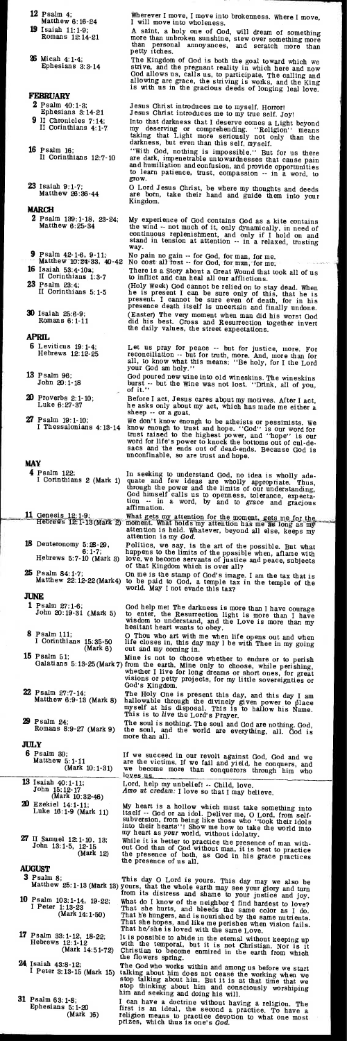**12** Psalm 4;
Matthew 6:16-24

Wherever I move, I move into brokenness. Where I move, I will move into wholeness.

**19** Isaiah 11:1-9;
Romans 12:14-21

A saint, a holy one of God, will dream of something more than unbroken sunshine, stew over something more than personal annoyances, and scratch more than petty itches.

**26** Micah 4:1-4;
Ephesians 3:3-14

The Kingdom of God is both the goal toward which we strive, and the pregnant reality in which here and now God allows us, calls us, to participate. The calling and allowing are grace, the striving is works, and the King is with us in the gracious deeds of longing leal love.

## FEBRUARY

**2** Psalm 40:1-3;
Ephesians 3:14-21

Jesus Christ introduces me to myself. Horror!
Jesus Christ introduces me to my true self. Joy!

**9** II Chronicles 7:14;
II Corinthians 4:1-7

Into that darkness that I deserve comes a Light beyond my deserving or comprehending. "Religion" means taking that Light more seriously not only than the darkness, but even than this self, myself.

**16** Psalm 16;
II Corinthians 12:7-10

"With God, nothing is impossible." But for us there are dark, impenetrable untowardnesses that cause pain and humiliation and confusion, and provide opportunities to learn patience, trust, compassion -- in a word, to grow.

**23** Isaiah 9:1-7;
Matthew 26:36-44

O Lord Jesus Christ, be where my thoughts and deeds are born, take their hand and guide them into your Kingdom.

## MARCH

**2** Psalm 139:1-18, 23-24;
Matthew 6:25-34

My experience of God contains God as a kite contains the wind -- not much of it, only dynamically, in need of continuous replenishment, and only if I hold on and stand in tension at attention -- in a relaxed, trusting way.

**9** Psalm 42:1-6, 9-11;
Matthew 10:24-33, 40-42

No pain no gain -- for God, for man, for me.
No cost all lost -- for God, for man, for me.

**16** Isaiah 53:4-10a;
II Corinthians 1:3-7

There is a Story about a Great Wound that took all of us to inflict and can heal all our afflictions.

**23** Psalm 23:4;
II Corinthians 5:1-5

(Holy Week) God cannot be relied on to stay dead. When he is present I can be sure only of this, that he is present. I cannot be sure even of death, for in his presence death itself is uncertain and finally undone.

**30** Isaiah 25:6-9;
Romans 6:1-11

(Easter) The very moment when man did his worst God did his best. Cross and Resurrection together invert the daily values, the street expectations.

## APRIL

**6** Leviticus 19:1-4;
Hebrews 12:12-25

Let us pray for peace -- but for justice, more. For reconciliation -- but for truth, more. And, more than for all, to know what this means: "Be holy, for I the Lord your God am holy."

**13** Psalm 96;
John 20:1-18

God poured new wine into old wineskins. The wineskins burst -- but the Wine was not lost. "Drink, all of you, of it."

**20** Proverbs 2:1-10;
Luke 6:27-37

Before I act, Jesus cares about my motives. After I act, he asks only about my act, which has made me either a sheep -- or a goat.

**27** Psalm 19:1-10;
I Thessalonians 4:13-14

We don't know enough to be atheists or pessimists. We know enough to trust and hope. "God" is our word for trust raised to the highest power, and "hope" is our word for life's power to knock the bottoms out of cul-de-sacs and the ends out of dead-ends. Because God is unconfinable, so are trust and hope.

## MAY

**4** Psalm 122;
I Corinthians 2 (Mark 1)

In seeking to understand God, no idea is wholly adequate and few ideas are wholly appropriate. Thus, through the power and the limits of our understanding, God himself calls us to openness, tolerance, expectation -- in a word, by and to *grace* and gracious affirmation.

**11** Genesis 12:1-9;
Hebrews 12:1-13 (Mark 2)

What gets my attention for the moment, gets me for the moment. What holds my attention has me as long as my attention is held. Whatever, beyond all else, keeps my attention is my *God.*

**18** Deuteronomy 5:28-29, 6:1-7;
Hebrews 5:7-10 (Mark 3)

Politics, we say, is the art of the possible. But what happens to the limits of the possible when, aflame with love, we become servants of justice and peace, subjects of that Kingdom which is over all?

**25** Psalm 84:1-7;
Matthew 22:12-22 (Mark 4)

On me is the stamp of God's image. I am the tax that is to be paid to God, a temple tax in the temple of the world. May I not evade this tax?

## JUNE

**1** Psalm 27:1-6;
John 20:19-31 (Mark 5)

God help me! The darkness is more than I have courage to enter, the Resurrection light is more than I have wisdom to understand, and the Love is more than my hesitant heart wants to obey.

**8** Psalm 111;
I Corinthians 15:35-50 (Mark 6)

O Thou who art with me when life opens out and when life closes in, this day may I be with Thee in my going out and my coming in.

**15** Psalm 51;
Galatians 5:13-25 (Mark 7)

Mine is not to choose whether to endure or to perish from the earth. Mine only to choose, while perishing, whether I live for long dreams or short ones, for great visions or petty projects, for my little sovereignties or God's Kingdom.

**22** Psalm 27:7-14;
Matthew 6:9-13 (Mark 8)

The Holy One is present this day, and this day I am hallowable through the divinely given power to place myself at his disposal. This is to hallow his Name. This is to *live* the Lord's Prayer.

**29** Psalm 24;
Romans 8:9-27 (Mark 9)

The soul is nothing. The soul and God are nothing. God, the soul, and the world are everything, all. God is more than all.

## JULY

**6** Psalm 30;
Matthew 5:1-11 (Mark 10:1-31)

If we succeed in our revolt against God, God and we are the victims. If we fail and yield, he conquers, and we become more than conquerors through him who loves us.

**13** Isaiah 40:1-11;
John 15:12-17 (Mark 10:32-46)

Lord, help my unbelief! -- Child, love.
*Amo ut credam:* I love so that I may believe.

**20** Ezekiel 14:1-11;
Luke 16:1-9 (Mark 11)

My heart is a hollow which must take something into itself -- God or an idol. Deliver me, O Lord, from self-subversion, from being like those who "took their idols into their hearts"! Show me how to take the world into my heart as *your* world, without idolatry.

**27** II Samuel 12:1-10, 13;
John 13:1-5, 12-15 (Mark 12)

While it is better to practice the presence of man without God than of God without man, it is best to practice the presence of both, as God in his grace practices the presence of us all.

## AUGUST

**3** Psalm 8;
Matthew 25:1-13 (Mark 13)

This day O Lord is yours. This day may we also be yours, that the whole earth may see your glory and turn from its distress and shame to your justice and joy.

**10** Psalm 103:1-14, 19-22;
I Peter 1:13-23 (Mark 14:1-50)

What do I know of the neighbor I find hardest to love? That she hurts, and bleeds the same color as I do. That he hungers, and is nourished by the same nutrients. That she hopes, and like me perishes when vision fails. That he/she is loved with the same Love.

**17** Psalm 33:1-12, 18-22;
Hebrews 12:1-12 (Mark 14:51-72)

It is possible to abide in the eternal without keeping up with the temporal, but it is not Christian. Nor is it Christian to become enmired in the earth from which the flowers spring.

**24** Isaiah 43:8-12;
I Peter 3:13-15 (Mark 15)

The God who works within and among us before we start talking about him does not cease the working when we stop talking about him. But it is at that time that we stop thinking about him and consciously worshiping him and seeking and doing his will.

**31** Psalm 63:1-8;
Ephesians 5:1-20 (Mark 16)

I can have a doctrine without having a religion. The first is an ideal, the second a practice. To have a religion means to practice devotion to what one most prizes, which thus is one's *God.*